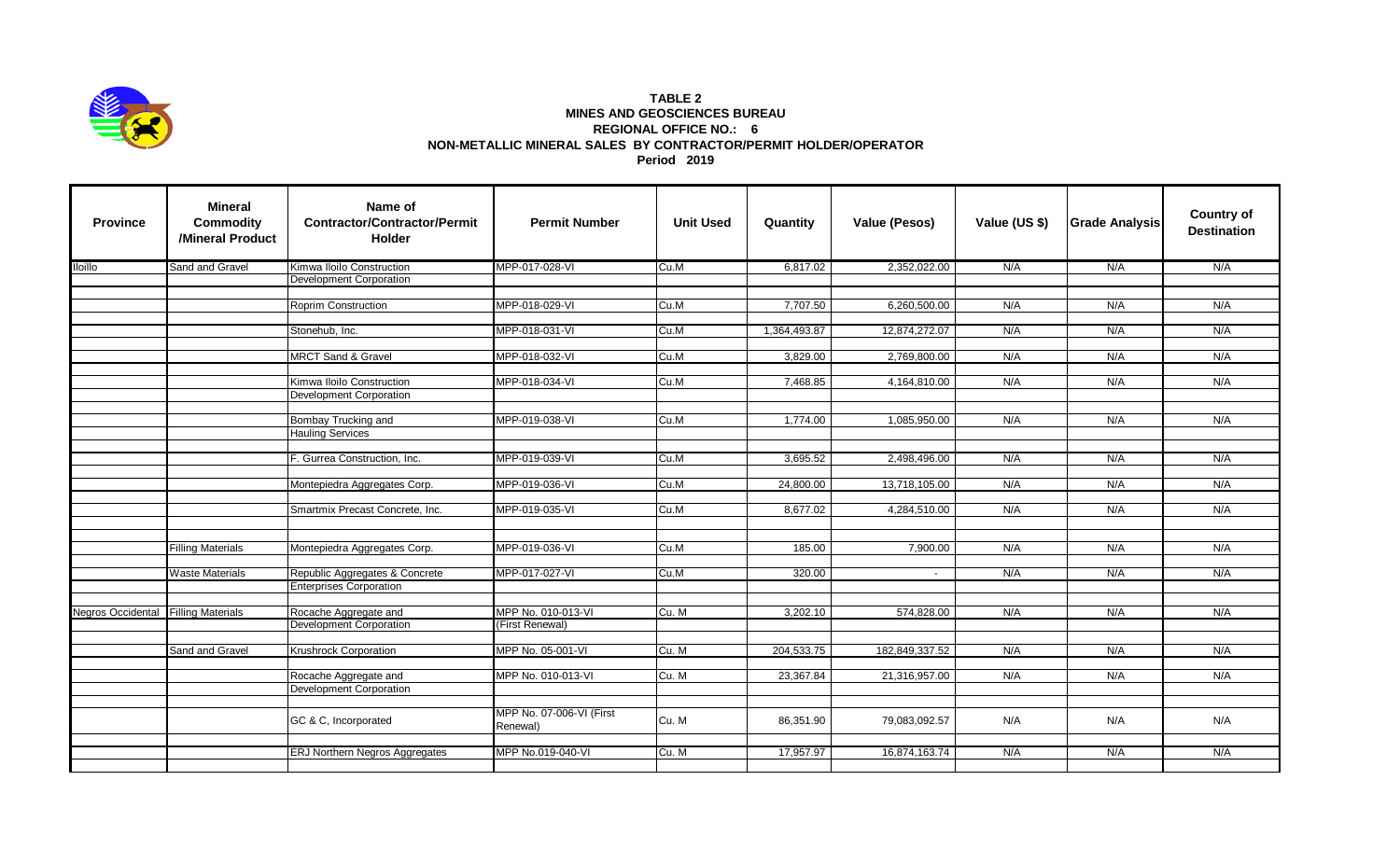**TABLE 2**
**MINES AND GEOSCIENCES BUREAU**
**REGIONAL OFFICE NO.: 6**
**NON-METALLIC MINERAL SALES BY CONTRACTOR/PERMIT HOLDER/OPERATOR**
**Period 2019**

| Province | Mineral Commodity /Mineral Product | Name of Contractor/Contractor/Permit Holder | Permit Number | Unit Used | Quantity | Value (Pesos) | Value (US $) | Grade Analysis | Country of Destination |
|---|---|---|---|---|---|---|---|---|---|
| Iloillo | Sand and Gravel | Kimwa Iloilo Construction Development Corporation | MPP-017-028-VI | Cu.M | 6,817.02 | 2,352,022.00 | N/A | N/A | N/A |
| | | Roprim Construction | MPP-018-029-VI | Cu.M | 7,707.50 | 6,260,500.00 | N/A | N/A | N/A |
| | | Stonehub, Inc. | MPP-018-031-VI | Cu.M | 1,364,493.87 | 12,874,272.07 | N/A | N/A | N/A |
| | | MRCT Sand & Gravel | MPP-018-032-VI | Cu.M | 3,829.00 | 2,769,800.00 | N/A | N/A | N/A |
| | | Kimwa Iloilo Construction Development Corporation | MPP-018-034-VI | Cu.M | 7,468.85 | 4,164,810.00 | N/A | N/A | N/A |
| | | Bombay Trucking and Hauling Services | MPP-019-038-VI | Cu.M | 1,774.00 | 1,085,950.00 | N/A | N/A | N/A |
| | | F. Gurrea Construction, Inc. | MPP-019-039-VI | Cu.M | 3,695.52 | 2,498,496.00 | N/A | N/A | N/A |
| | | Montepiedra Aggregates Corp. | MPP-019-036-VI | Cu.M | 24,800.00 | 13,718,105.00 | N/A | N/A | N/A |
| | | Smartmix Precast Concrete, Inc. | MPP-019-035-VI | Cu.M | 8,677.02 | 4,284,510.00 | N/A | N/A | N/A |
| | Filling Materials | Montepiedra Aggregates Corp. | MPP-019-036-VI | Cu.M | 185.00 | 7,900.00 | N/A | N/A | N/A |
| | Waste Materials | Republic Aggregates & Concrete Enterprises Corporation | MPP-017-027-VI | Cu.M | 320.00 | - | N/A | N/A | N/A |
| Negros Occidental | Filling Materials | Rocache Aggregate and Development Corporation | MPP No. 010-013-VI (First Renewal) | Cu. M | 3,202.10 | 574,828.00 | N/A | N/A | N/A |
| | Sand and Gravel | Krushrock Corporation | MPP No. 05-001-VI | Cu. M | 204,533.75 | 182,849,337.52 | N/A | N/A | N/A |
| | | Rocache Aggregate and Development Corporation | MPP No. 010-013-VI | Cu. M | 23,367.84 | 21,316,957.00 | N/A | N/A | N/A |
| | | GC & C, Incorporated | MPP No. 07-006-VI (First Renewal) | Cu. M | 86,351.90 | 79,083,092.57 | N/A | N/A | N/A |
| | | ERJ Northern Negros Aggregates | MPP No.019-040-VI | Cu. M | 17,957.97 | 16,874,163.74 | N/A | N/A | N/A |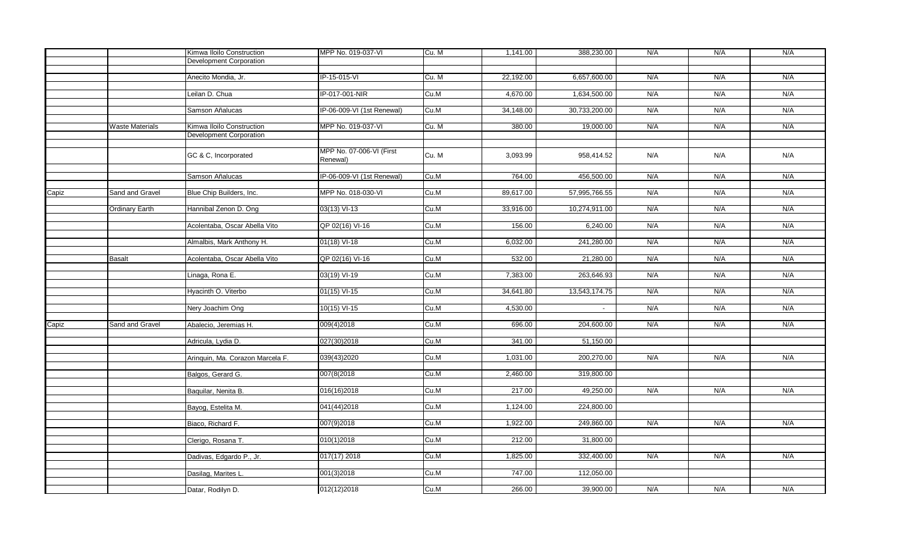| | | | | | | | | | |
|---|---|---|---|---|---|---|---|---|---|
| | | Kimwa Iloilo Construction Development Corporation | MPP No. 019-037-VI | Cu. M | 1,141.00 | 388,230.00 | N/A | N/A | N/A |
| | | Anecito Mondia, Jr. | IP-15-015-VI | Cu. M | 22,192.00 | 6,657,600.00 | N/A | N/A | N/A |
| | | Leilan D. Chua | IP-017-001-NIR | Cu.M | 4,670.00 | 1,634,500.00 | N/A | N/A | N/A |
| | | Samson Añalucas | IP-06-009-VI (1st Renewal) | Cu.M | 34,148.00 | 30,733,200.00 | N/A | N/A | N/A |
| | Waste Materials | Kimwa Iloilo Construction Development Corporation | MPP No. 019-037-VI | Cu. M | 380.00 | 19,000.00 | N/A | N/A | N/A |
| | | GC & C, Incorporated | MPP No. 07-006-VI (First Renewal) | Cu. M | 3,093.99 | 958,414.52 | N/A | N/A | N/A |
| | | Samson Añalucas | IP-06-009-VI (1st Renewal) | Cu.M | 764.00 | 456,500.00 | N/A | N/A | N/A |
| Capiz | Sand and Gravel | Blue Chip Builders, Inc. | MPP No. 018-030-VI | Cu.M | 89,617.00 | 57,995,766.55 | N/A | N/A | N/A |
| | Ordinary Earth | Hannibal Zenon D. Ong | 03(13) VI-13 | Cu.M | 33,916.00 | 10,274,911.00 | N/A | N/A | N/A |
| | | Acolentaba, Oscar Abella Vito | QP 02(16) VI-16 | Cu.M | 156.00 | 6,240.00 | N/A | N/A | N/A |
| | | Almalbis, Mark Anthony H. | 01(18) VI-18 | Cu.M | 6,032.00 | 241,280.00 | N/A | N/A | N/A |
| | Basalt | Acolentaba, Oscar Abella Vito | QP 02(16) VI-16 | Cu.M | 532.00 | 21,280.00 | N/A | N/A | N/A |
| | | Linaga, Rona E. | 03(19) VI-19 | Cu.M | 7,383.00 | 263,646.93 | N/A | N/A | N/A |
| | | Hyacinth O. Viterbo | 01(15) VI-15 | Cu.M | 34,641.80 | 13,543,174.75 | N/A | N/A | N/A |
| | | Nery Joachim Ong | 10(15) VI-15 | Cu.M | 4,530.00 | - | N/A | N/A | N/A |
| Capiz | Sand and Gravel | Abalecio, Jeremias H. | 009(4)2018 | Cu.M | 696.00 | 204,600.00 | N/A | N/A | N/A |
| | | Adricula, Lydia D. | 027(30)2018 | Cu.M | 341.00 | 51,150.00 | | | |
| | | Arinquin, Ma. Corazon Marcela F. | 039(43)2020 | Cu.M | 1,031.00 | 200,270.00 | N/A | N/A | N/A |
| | | Balgos, Gerard G. | 007(8(2018 | Cu.M | 2,460.00 | 319,800.00 | | | |
| | | Baquilar, Nenita B. | 016(16)2018 | Cu.M | 217.00 | 49,250.00 | N/A | N/A | N/A |
| | | Bayog, Estelita M. | 041(44)2018 | Cu.M | 1,124.00 | 224,800.00 | | | |
| | | Biaco, Richard F. | 007(9)2018 | Cu.M | 1,922.00 | 249,860.00 | N/A | N/A | N/A |
| | | Clerigo, Rosana T. | 010(1)2018 | Cu.M | 212.00 | 31,800.00 | | | |
| | | Dadivas, Edgardo P., Jr. | 017(17) 2018 | Cu.M | 1,825.00 | 332,400.00 | N/A | N/A | N/A |
| | | Dasilag, Marites L. | 001(3)2018 | Cu.M | 747.00 | 112,050.00 | | | |
| | | Datar, Rodilyn D. | 012(12)2018 | Cu.M | 266.00 | 39,900.00 | N/A | N/A | N/A |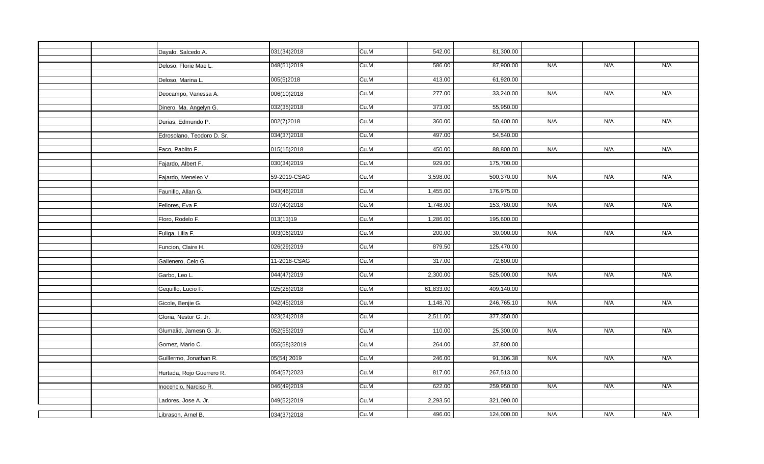| | | | | | | | | | |
|---|---|---|---|---|---|---|---|---|---|
| | | Dayalo, Salcedo A. | 031(34)2018 | Cu.M | 542.00 | 81,300.00 | | | |
| | | Deloso, Florie Mae L. | 048(51)2019 | Cu.M | 586.00 | 87,900.00 | N/A | N/A | N/A |
| | | Deloso, Marina L. | 005(5)2018 | Cu.M | 413.00 | 61,920.00 | | | |
| | | Deocampo, Vanessa A. | 006(10)2018 | Cu.M | 277.00 | 33,240.00 | N/A | N/A | N/A |
| | | Dinero, Ma. Angelyn G. | 032(35)2018 | Cu.M | 373.00 | 55,950.00 | | | |
| | | Durias, Edmundo P. | 002(7)2018 | Cu.M | 360.00 | 50,400.00 | N/A | N/A | N/A |
| | | Edrosolano, Teodoro D. Sr. | 034(37)2018 | Cu.M | 497.00 | 54,540.00 | | | |
| | | Faco, Pablito F. | 015(15)2018 | Cu.M | 450.00 | 88,800.00 | N/A | N/A | N/A |
| | | Fajardo, Albert F. | 030(34)2019 | Cu.M | 929.00 | 175,700.00 | | | |
| | | Fajardo, Meneleo V. | 59-2019-CSAG | Cu.M | 3,598.00 | 500,370.00 | N/A | N/A | N/A |
| | | Faunillo, Allan G. | 043(46)2018 | Cu.M | 1,455.00 | 176,975.00 | | | |
| | | Fellores, Eva F. | 037(40)2018 | Cu.M | 1,748.00 | 153,780.00 | N/A | N/A | N/A |
| | | Floro, Rodelo F. | 013(13)19 | Cu.M | 1,286.00 | 195,600.00 | | | |
| | | Fuliga, Lilia F. | 003(06)2019 | Cu.M | 200.00 | 30,000.00 | N/A | N/A | N/A |
| | | Funcion, Claire H. | 026(29)2019 | Cu.M | 879.50 | 125,470.00 | | | |
| | | Gallenero, Celo G. | 11-2018-CSAG | Cu.M | 317.00 | 72,600.00 | | | |
| | | Garbo, Leo L. | 044(47)2019 | Cu.M | 2,300.00 | 525,000.00 | N/A | N/A | N/A |
| | | Gequillo, Lucio F. | 025(28)2018 | Cu.M | 61,833.00 | 409,140.00 | | | |
| | | Gicole, Benjie G. | 042(45)2018 | Cu.M | 1,148.70 | 246,765.10 | N/A | N/A | N/A |
| | | Gloria, Nestor G. Jr. | 023(24)2018 | Cu.M | 2,511.00 | 377,350.00 | | | |
| | | Glumalid, Jamesn G. Jr. | 052(55)2019 | Cu.M | 110.00 | 25,300.00 | N/A | N/A | N/A |
| | | Gomez, Mario C. | 055(58)32019 | Cu.M | 264.00 | 37,800.00 | | | |
| | | Guillermo, Jonathan R. | 05(54) 2019 | Cu.M | 246.00 | 91,306.38 | N/A | N/A | N/A |
| | | Hurtada, Rojo Guerrero R. | 054(57)2023 | Cu.M | 817.00 | 267,513.00 | | | |
| | | Inocencio, Narciso R. | 046(49)2019 | Cu.M | 622.00 | 259,950.00 | N/A | N/A | N/A |
| | | Ladores, Jose A. Jr. | 049(52)2019 | Cu.M | 2,293.50 | 321,090.00 | | | |
| | | Librason, Arnel B. | 034(37)2018 | Cu.M | 496.00 | 124,000.00 | N/A | N/A | N/A |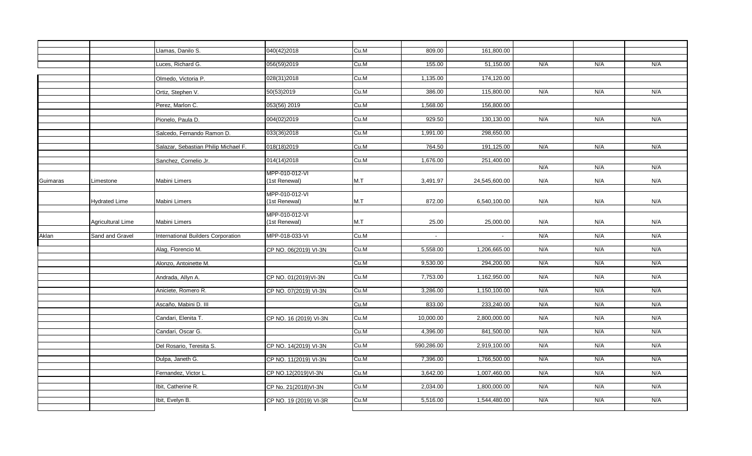| | | | | | | | | | |
|---|---|---|---|---|---|---|---|---|---|
| | | Llamas, Danilo S. | 040(42)2018 | Cu.M | 809.00 | 161,800.00 | | | |
| | | Luces, Richard G. | 056(59)2019 | Cu.M | 155.00 | 51,150.00 | N/A | N/A | N/A |
| | | Olmedo, Victoria P. | 028(31)2018 | Cu.M | 1,135.00 | 174,120.00 | | | |
| | | Ortiz, Stephen V. | 50(53)2019 | Cu.M | 386.00 | 115,800.00 | N/A | N/A | N/A |
| | | Perez, Marlon C. | 053(56) 2019 | Cu.M | 1,568.00 | 156,800.00 | | | |
| | | Pionelo, Paula D. | 004(02)2019 | Cu.M | 929.50 | 130,130.00 | N/A | N/A | N/A |
| | | Salcedo, Fernando Ramon D. | 033(36)2018 | Cu.M | 1,991.00 | 298,650.00 | | | |
| | | Salazar, Sebastian Philip Michael F. | 018(18)2019 | Cu.M | 764.50 | 191,125.00 | N/A | N/A | N/A |
| | | Sanchez, Cornelio Jr. | 014(14)2018 | Cu.M | 1,676.00 | 251,400.00 | | | |
| | | | | | | | N/A | N/A | N/A |
| Guimaras | Limestone | Mabini Limers | MPP-010-012-VI (1st Renewal) | M.T | 3,491.97 | 24,545,600.00 | N/A | N/A | N/A |
| | Hydrated Lime | Mabini Limers | MPP-010-012-VI (1st Renewal) | M.T | 872.00 | 6,540,100.00 | N/A | N/A | N/A |
| | Agricultural Lime | Mabini Limers | MPP-010-012-VI (1st Renewal) | M.T | 25.00 | 25,000.00 | N/A | N/A | N/A |
| Aklan | Sand and Gravel | International Builders Corporation | MPP-018-033-VI | Cu.M | - | - | N/A | N/A | N/A |
| | | Alag, Florencio M. | CP NO. 06(2019) VI-3N | Cu.M | 5,558.00 | 1,206,665.00 | N/A | N/A | N/A |
| | | Alonzo, Antoinette M. | | Cu.M | 9,530.00 | 294,200.00 | N/A | N/A | N/A |
| | | Andrada, Allyn A. | CP NO. 01(2019)VI-3N | Cu.M | 7,753.00 | 1,162,950.00 | N/A | N/A | N/A |
| | | Aniciete, Romero R. | CP NO. 07(2019) VI-3N | Cu.M | 3,286.00 | 1,150,100.00 | N/A | N/A | N/A |
| | | Ascaño, Mabini D. III | | Cu.M | 833.00 | 233,240.00 | N/A | N/A | N/A |
| | | Candari, Elenita T. | CP NO. 16 (2019) VI-3N | Cu.M | 10,000.00 | 2,800,000.00 | N/A | N/A | N/A |
| | | Candari, Oscar G. | | Cu.M | 4,396.00 | 841,500.00 | N/A | N/A | N/A |
| | | Del Rosario, Teresita S. | CP NO. 14(2019) VI-3N | Cu.M | 590,286.00 | 2,919,100.00 | N/A | N/A | N/A |
| | | Dulpa, Janeth G. | CP NO. 11(2019) VI-3N | Cu.M | 7,396.00 | 1,766,500.00 | N/A | N/A | N/A |
| | | Fernandez, Victor L. | CP NO.12(2019)VI-3N | Cu.M | 3,642.00 | 1,007,460.00 | N/A | N/A | N/A |
| | | Ibit, Catherine R. | CP No. 21(2018)VI-3N | Cu.M | 2,034.00 | 1,800,000.00 | N/A | N/A | N/A |
| | | Ibit, Evelyn B. | CP NO. 19 (2019) VI-3R | Cu.M | 5,516.00 | 1,544,480.00 | N/A | N/A | N/A |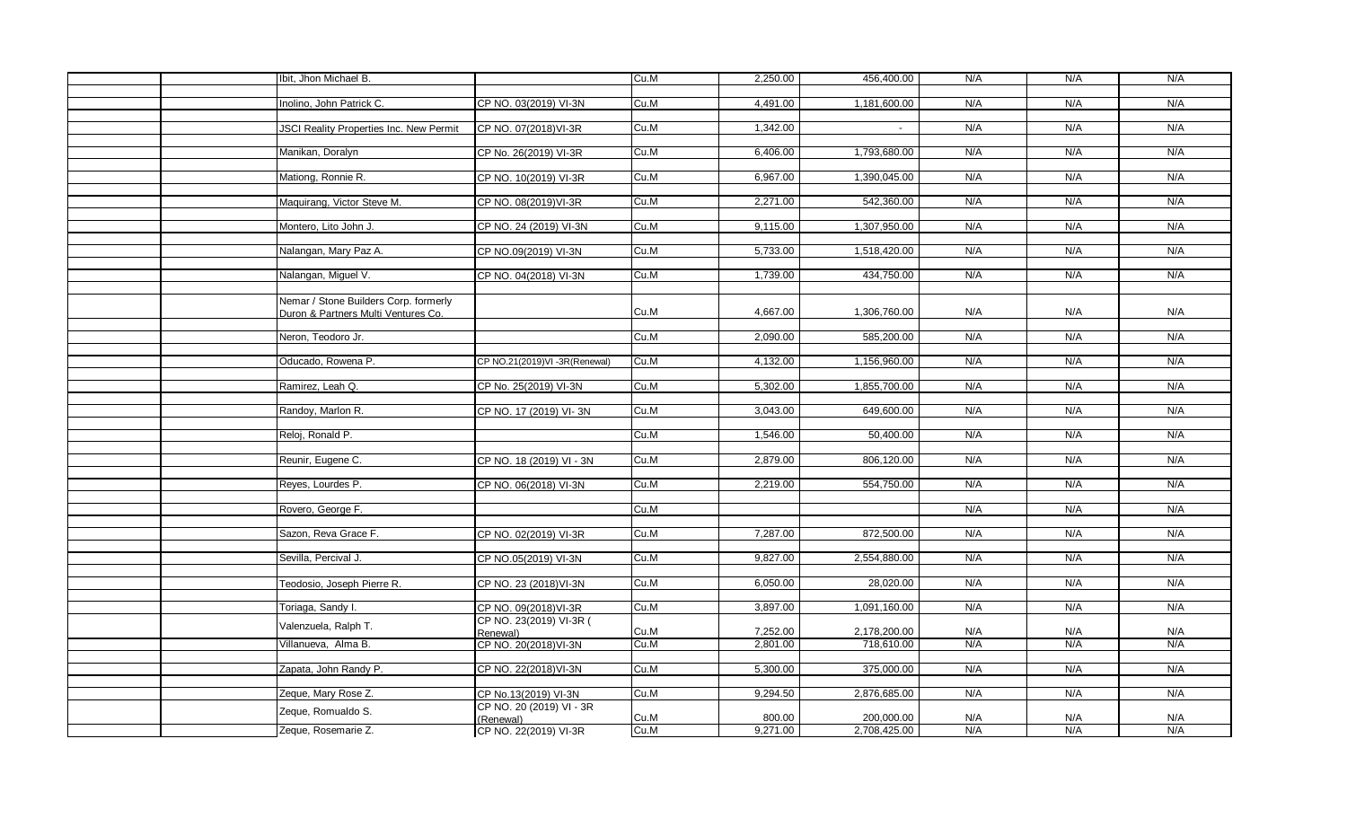| | | | | | | | | | |
|---|---|---|---|---|---|---|---|---|---|
| | | Ibit, Jhon Michael B. | | Cu.M | 2,250.00 | 456,400.00 | N/A | N/A | N/A |
| | | Inolino, John Patrick C. | CP NO. 03(2019) VI-3N | Cu.M | 4,491.00 | 1,181,600.00 | N/A | N/A | N/A |
| | | JSCI Reality Properties Inc. New Permit | CP NO. 07(2018)VI-3R | Cu.M | 1,342.00 | - | N/A | N/A | N/A |
| | | Manikan, Doralyn | CP No. 26(2019) VI-3R | Cu.M | 6,406.00 | 1,793,680.00 | N/A | N/A | N/A |
| | | Mationg, Ronnie R. | CP NO. 10(2019) VI-3R | Cu.M | 6,967.00 | 1,390,045.00 | N/A | N/A | N/A |
| | | Maquirang, Victor Steve M. | CP NO. 08(2019)VI-3R | Cu.M | 2,271.00 | 542,360.00 | N/A | N/A | N/A |
| | | Montero, Lito John J. | CP NO. 24 (2019) VI-3N | Cu.M | 9,115.00 | 1,307,950.00 | N/A | N/A | N/A |
| | | Nalangan, Mary Paz A. | CP NO.09(2019) VI-3N | Cu.M | 5,733.00 | 1,518,420.00 | N/A | N/A | N/A |
| | | Nalangan, Miguel V. | CP NO. 04(2018) VI-3N | Cu.M | 1,739.00 | 434,750.00 | N/A | N/A | N/A |
| | | Nemar / Stone Builders Corp. formerly Duron & Partners Multi Ventures Co. | | Cu.M | 4,667.00 | 1,306,760.00 | N/A | N/A | N/A |
| | | Neron, Teodoro Jr. | | Cu.M | 2,090.00 | 585,200.00 | N/A | N/A | N/A |
| | | Oducado, Rowena P. | CP NO.21(2019)VI -3R(Renewal) | Cu.M | 4,132.00 | 1,156,960.00 | N/A | N/A | N/A |
| | | Ramirez, Leah Q. | CP No. 25(2019) VI-3N | Cu.M | 5,302.00 | 1,855,700.00 | N/A | N/A | N/A |
| | | Randoy, Marlon R. | CP NO. 17 (2019) VI- 3N | Cu.M | 3,043.00 | 649,600.00 | N/A | N/A | N/A |
| | | Reloj, Ronald P. | | Cu.M | 1,546.00 | 50,400.00 | N/A | N/A | N/A |
| | | Reunir, Eugene C. | CP NO. 18 (2019) VI - 3N | Cu.M | 2,879.00 | 806,120.00 | N/A | N/A | N/A |
| | | Reyes, Lourdes P. | CP NO. 06(2018) VI-3N | Cu.M | 2,219.00 | 554,750.00 | N/A | N/A | N/A |
| | | Rovero, George F. | | Cu.M | | | N/A | N/A | N/A |
| | | Sazon, Reva Grace F. | CP NO. 02(2019) VI-3R | Cu.M | 7,287.00 | 872,500.00 | N/A | N/A | N/A |
| | | Sevilla, Percival J. | CP NO.05(2019) VI-3N | Cu.M | 9,827.00 | 2,554,880.00 | N/A | N/A | N/A |
| | | Teodosio, Joseph Pierre R. | CP NO. 23 (2018)VI-3N | Cu.M | 6,050.00 | 28,020.00 | N/A | N/A | N/A |
| | | Toriaga, Sandy I. | CP NO. 09(2018)VI-3R | Cu.M | 3,897.00 | 1,091,160.00 | N/A | N/A | N/A |
| | | Valenzuela, Ralph T. | CP NO. 23(2019) VI-3R ( Renewal) | Cu.M | 7,252.00 | 2,178,200.00 | N/A | N/A | N/A |
| | | Villanueva, Alma B. | CP NO. 20(2018)VI-3N | Cu.M | 2,801.00 | 718,610.00 | N/A | N/A | N/A |
| | | Zapata, John Randy P. | CP NO. 22(2018)VI-3N | Cu.M | 5,300.00 | 375,000.00 | N/A | N/A | N/A |
| | | Zeque, Mary Rose Z. | CP No.13(2019) VI-3N | Cu.M | 9,294.50 | 2,876,685.00 | N/A | N/A | N/A |
| | | Zeque, Romualdo S. | CP NO. 20 (2019) VI - 3R (Renewal) | Cu.M | 800.00 | 200,000.00 | N/A | N/A | N/A |
| | | Zeque, Rosemarie Z. | CP NO. 22(2019) VI-3R | Cu.M | 9,271.00 | 2,708,425.00 | N/A | N/A | N/A |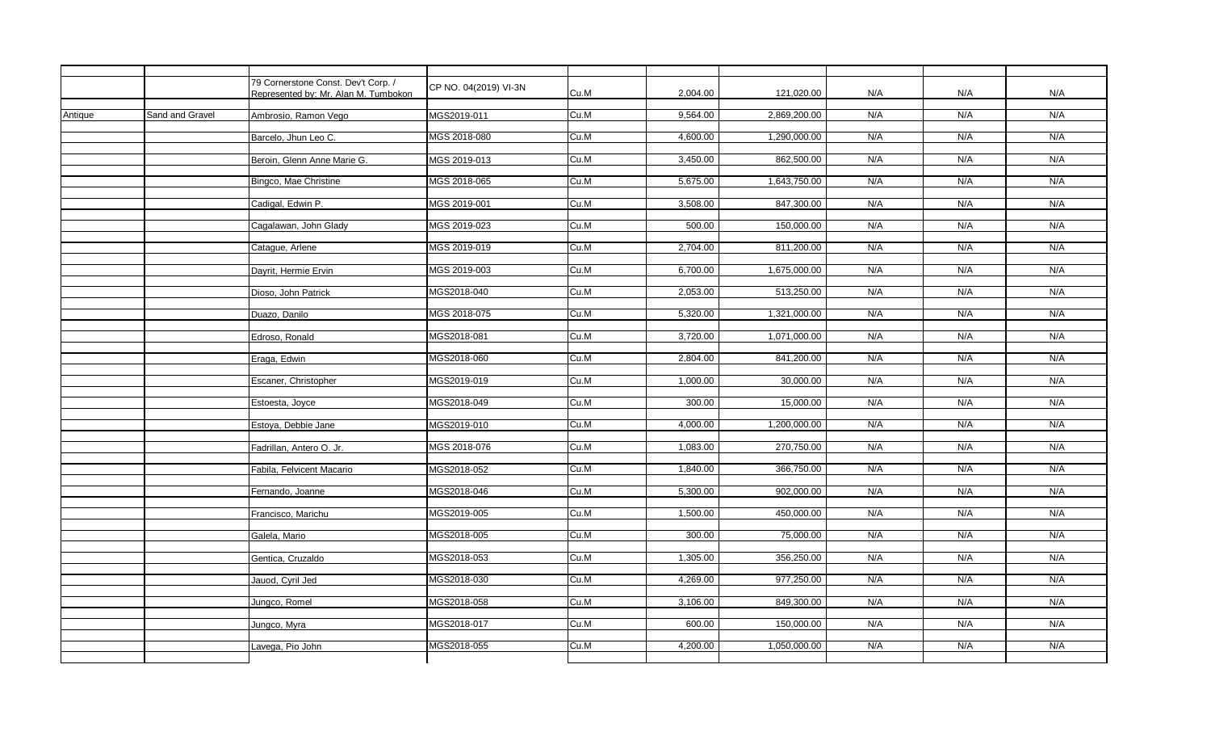| | | | | | | | | | |
|---|---|---|---|---|---|---|---|---|---|
| | | 79 Cornerstone Const. Dev't Corp. / Represented by: Mr. Alan M. Tumbokon | CP NO. 04(2019) VI-3N | Cu.M | 2,004.00 | 121,020.00 | N/A | N/A | N/A |
| Antique | Sand and Gravel | Ambrosio, Ramon Vego | MGS2019-011 | Cu.M | 9,564.00 | 2,869,200.00 | N/A | N/A | N/A |
| | | Barcelo, Jhun Leo C. | MGS 2018-080 | Cu.M | 4,600.00 | 1,290,000.00 | N/A | N/A | N/A |
| | | Beroin, Glenn Anne Marie G. | MGS 2019-013 | Cu.M | 3,450.00 | 862,500.00 | N/A | N/A | N/A |
| | | Bingco, Mae Christine | MGS 2018-065 | Cu.M | 5,675.00 | 1,643,750.00 | N/A | N/A | N/A |
| | | Cadigal, Edwin P. | MGS 2019-001 | Cu.M | 3,508.00 | 847,300.00 | N/A | N/A | N/A |
| | | Cagalawan, John Glady | MGS 2019-023 | Cu.M | 500.00 | 150,000.00 | N/A | N/A | N/A |
| | | Catague, Arlene | MGS 2019-019 | Cu.M | 2,704.00 | 811,200.00 | N/A | N/A | N/A |
| | | Dayrit, Hermie Ervin | MGS 2019-003 | Cu.M | 6,700.00 | 1,675,000.00 | N/A | N/A | N/A |
| | | Dioso, John Patrick | MGS2018-040 | Cu.M | 2,053.00 | 513,250.00 | N/A | N/A | N/A |
| | | Duazo, Danilo | MGS 2018-075 | Cu.M | 5,320.00 | 1,321,000.00 | N/A | N/A | N/A |
| | | Edroso, Ronald | MGS2018-081 | Cu.M | 3,720.00 | 1,071,000.00 | N/A | N/A | N/A |
| | | Eraga, Edwin | MGS2018-060 | Cu.M | 2,804.00 | 841,200.00 | N/A | N/A | N/A |
| | | Escaner, Christopher | MGS2019-019 | Cu.M | 1,000.00 | 30,000.00 | N/A | N/A | N/A |
| | | Estoesta, Joyce | MGS2018-049 | Cu.M | 300.00 | 15,000.00 | N/A | N/A | N/A |
| | | Estoya, Debbie Jane | MGS2019-010 | Cu.M | 4,000.00 | 1,200,000.00 | N/A | N/A | N/A |
| | | Fadrillan, Antero O. Jr. | MGS 2018-076 | Cu.M | 1,083.00 | 270,750.00 | N/A | N/A | N/A |
| | | Fabila, Felvicent Macario | MGS2018-052 | Cu.M | 1,840.00 | 366,750.00 | N/A | N/A | N/A |
| | | Fernando, Joanne | MGS2018-046 | Cu.M | 5,300.00 | 902,000.00 | N/A | N/A | N/A |
| | | Francisco, Marichu | MGS2019-005 | Cu.M | 1,500.00 | 450,000.00 | N/A | N/A | N/A |
| | | Galela, Mario | MGS2018-005 | Cu.M | 300.00 | 75,000.00 | N/A | N/A | N/A |
| | | Gentica, Cruzaldo | MGS2018-053 | Cu.M | 1,305.00 | 356,250.00 | N/A | N/A | N/A |
| | | Jauod, Cyril Jed | MGS2018-030 | Cu.M | 4,269.00 | 977,250.00 | N/A | N/A | N/A |
| | | Jungco, Romel | MGS2018-058 | Cu.M | 3,106.00 | 849,300.00 | N/A | N/A | N/A |
| | | Jungco, Myra | MGS2018-017 | Cu.M | 600.00 | 150,000.00 | N/A | N/A | N/A |
| | | Lavega, Pio John | MGS2018-055 | Cu.M | 4,200.00 | 1,050,000.00 | N/A | N/A | N/A |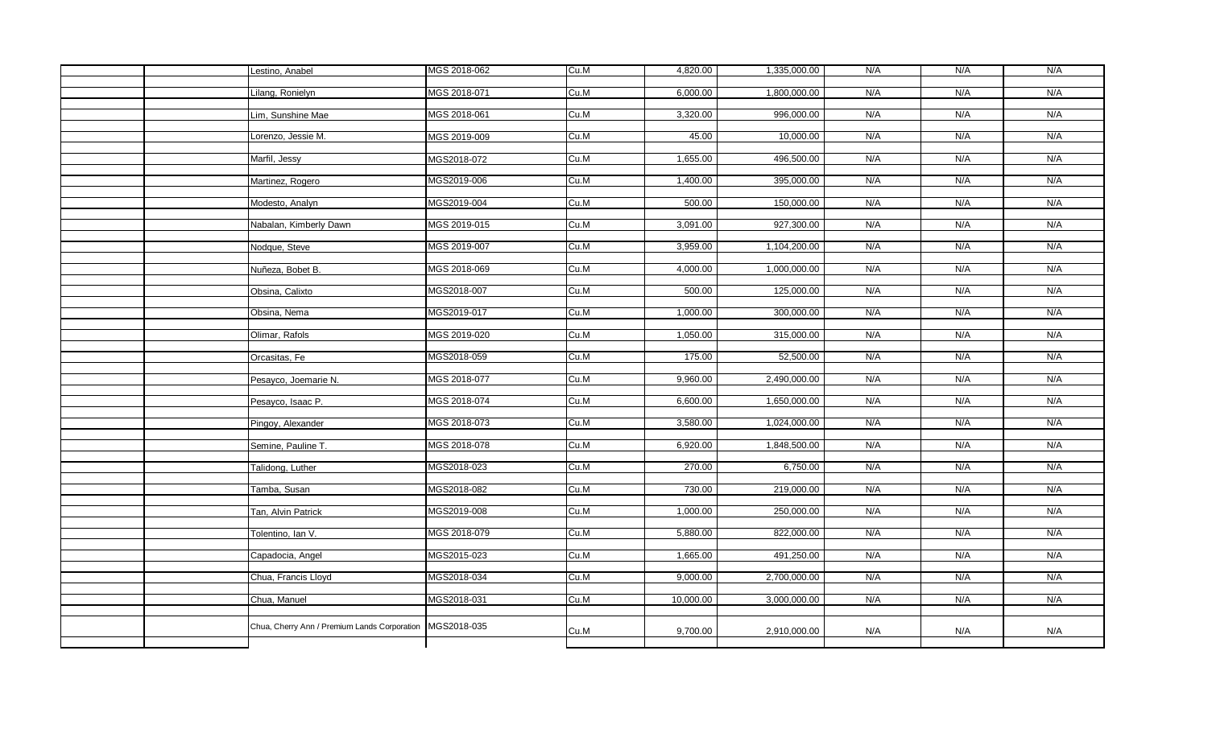| | | | | | | | | | |
|---|---|---|---|---|---|---|---|---|---|
| | | Lestino, Anabel | MGS 2018-062 | Cu.M | 4,820.00 | 1,335,000.00 | N/A | N/A | N/A |
| | | Lilang, Ronielyn | MGS 2018-071 | Cu.M | 6,000.00 | 1,800,000.00 | N/A | N/A | N/A |
| | | Lim, Sunshine Mae | MGS 2018-061 | Cu.M | 3,320.00 | 996,000.00 | N/A | N/A | N/A |
| | | Lorenzo, Jessie M. | MGS 2019-009 | Cu.M | 45.00 | 10,000.00 | N/A | N/A | N/A |
| | | Marfil, Jessy | MGS2018-072 | Cu.M | 1,655.00 | 496,500.00 | N/A | N/A | N/A |
| | | Martinez, Rogero | MGS2019-006 | Cu.M | 1,400.00 | 395,000.00 | N/A | N/A | N/A |
| | | Modesto, Analyn | MGS2019-004 | Cu.M | 500.00 | 150,000.00 | N/A | N/A | N/A |
| | | Nabalan, Kimberly Dawn | MGS 2019-015 | Cu.M | 3,091.00 | 927,300.00 | N/A | N/A | N/A |
| | | Nodque, Steve | MGS 2019-007 | Cu.M | 3,959.00 | 1,104,200.00 | N/A | N/A | N/A |
| | | Nuñeza, Bobet B. | MGS 2018-069 | Cu.M | 4,000.00 | 1,000,000.00 | N/A | N/A | N/A |
| | | Obsina, Calixto | MGS2018-007 | Cu.M | 500.00 | 125,000.00 | N/A | N/A | N/A |
| | | Obsina, Nema | MGS2019-017 | Cu.M | 1,000.00 | 300,000.00 | N/A | N/A | N/A |
| | | Olimar, Rafols | MGS 2019-020 | Cu.M | 1,050.00 | 315,000.00 | N/A | N/A | N/A |
| | | Orcasitas, Fe | MGS2018-059 | Cu.M | 175.00 | 52,500.00 | N/A | N/A | N/A |
| | | Pesayco, Joemarie N. | MGS 2018-077 | Cu.M | 9,960.00 | 2,490,000.00 | N/A | N/A | N/A |
| | | Pesayco, Isaac P. | MGS 2018-074 | Cu.M | 6,600.00 | 1,650,000.00 | N/A | N/A | N/A |
| | | Pingoy, Alexander | MGS 2018-073 | Cu.M | 3,580.00 | 1,024,000.00 | N/A | N/A | N/A |
| | | Semine, Pauline T. | MGS 2018-078 | Cu.M | 6,920.00 | 1,848,500.00 | N/A | N/A | N/A |
| | | Talidong, Luther | MGS2018-023 | Cu.M | 270.00 | 6,750.00 | N/A | N/A | N/A |
| | | Tamba, Susan | MGS2018-082 | Cu.M | 730.00 | 219,000.00 | N/A | N/A | N/A |
| | | Tan, Alvin Patrick | MGS2019-008 | Cu.M | 1,000.00 | 250,000.00 | N/A | N/A | N/A |
| | | Tolentino, Ian V. | MGS 2018-079 | Cu.M | 5,880.00 | 822,000.00 | N/A | N/A | N/A |
| | | Capadocia, Angel | MGS2015-023 | Cu.M | 1,665.00 | 491,250.00 | N/A | N/A | N/A |
| | | Chua, Francis Lloyd | MGS2018-034 | Cu.M | 9,000.00 | 2,700,000.00 | N/A | N/A | N/A |
| | | Chua, Manuel | MGS2018-031 | Cu.M | 10,000.00 | 3,000,000.00 | N/A | N/A | N/A |
| | | Chua, Cherry Ann / Premium Lands Corporation | MGS2018-035 | Cu.M | 9,700.00 | 2,910,000.00 | N/A | N/A | N/A |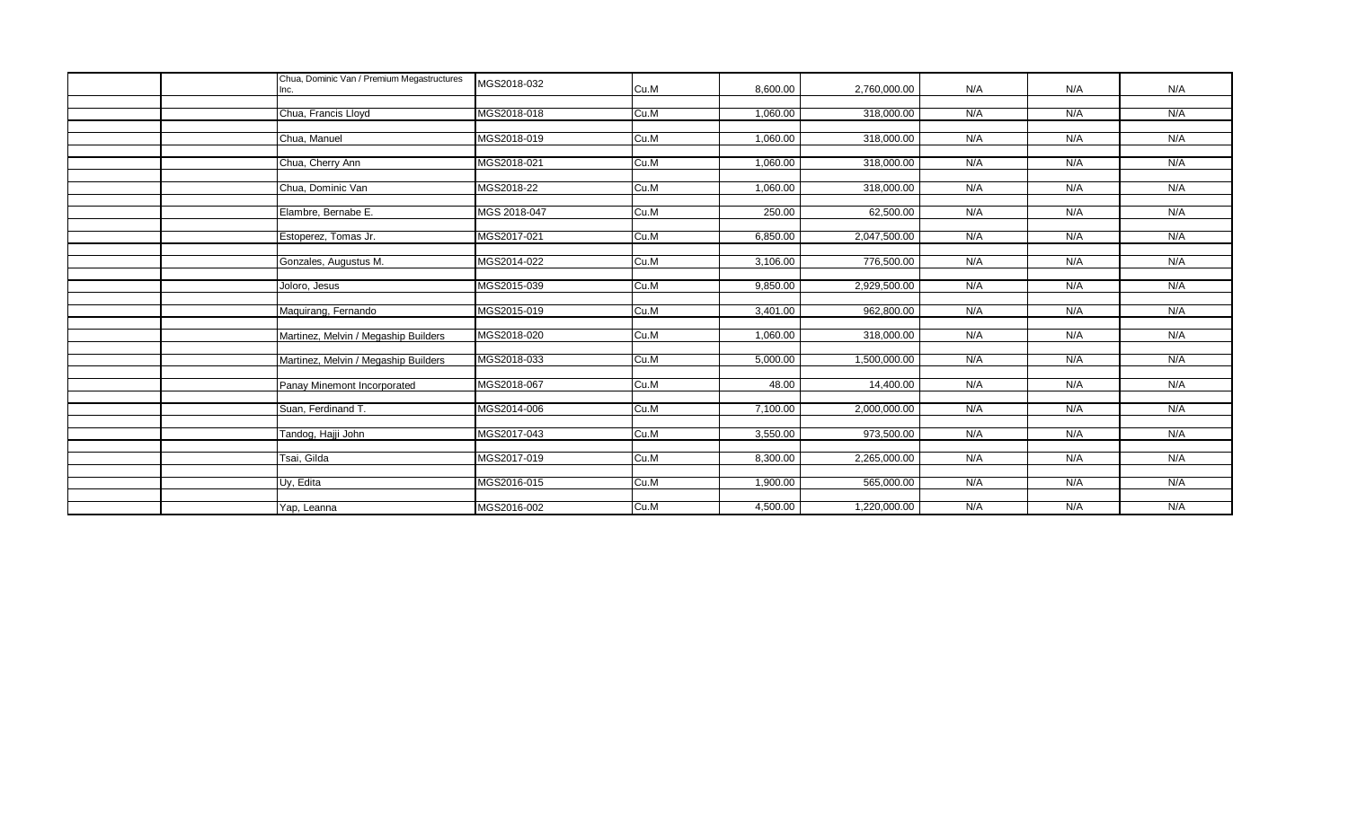| | | | | | | | | | |
|---|---|---|---|---|---|---|---|---|---|
| | | Chua, Dominic Van / Premium Megastructures Inc. | MGS2018-032 | Cu.M | 8,600.00 | 2,760,000.00 | N/A | N/A | N/A |
| | | Chua, Francis Lloyd | MGS2018-018 | Cu.M | 1,060.00 | 318,000.00 | N/A | N/A | N/A |
| | | Chua, Manuel | MGS2018-019 | Cu.M | 1,060.00 | 318,000.00 | N/A | N/A | N/A |
| | | Chua, Cherry Ann | MGS2018-021 | Cu.M | 1,060.00 | 318,000.00 | N/A | N/A | N/A |
| | | Chua, Dominic Van | MGS2018-22 | Cu.M | 1,060.00 | 318,000.00 | N/A | N/A | N/A |
| | | Elambre, Bernabe E. | MGS 2018-047 | Cu.M | 250.00 | 62,500.00 | N/A | N/A | N/A |
| | | Estoperez, Tomas Jr. | MGS2017-021 | Cu.M | 6,850.00 | 2,047,500.00 | N/A | N/A | N/A |
| | | Gonzales, Augustus M. | MGS2014-022 | Cu.M | 3,106.00 | 776,500.00 | N/A | N/A | N/A |
| | | Joloro, Jesus | MGS2015-039 | Cu.M | 9,850.00 | 2,929,500.00 | N/A | N/A | N/A |
| | | Maquirang, Fernando | MGS2015-019 | Cu.M | 3,401.00 | 962,800.00 | N/A | N/A | N/A |
| | | Martinez, Melvin / Megaship Builders | MGS2018-020 | Cu.M | 1,060.00 | 318,000.00 | N/A | N/A | N/A |
| | | Martinez, Melvin / Megaship Builders | MGS2018-033 | Cu.M | 5,000.00 | 1,500,000.00 | N/A | N/A | N/A |
| | | Panay Minemont Incorporated | MGS2018-067 | Cu.M | 48.00 | 14,400.00 | N/A | N/A | N/A |
| | | Suan, Ferdinand T. | MGS2014-006 | Cu.M | 7,100.00 | 2,000,000.00 | N/A | N/A | N/A |
| | | Tandog, Hajji John | MGS2017-043 | Cu.M | 3,550.00 | 973,500.00 | N/A | N/A | N/A |
| | | Tsai, Gilda | MGS2017-019 | Cu.M | 8,300.00 | 2,265,000.00 | N/A | N/A | N/A |
| | | Uy, Edita | MGS2016-015 | Cu.M | 1,900.00 | 565,000.00 | N/A | N/A | N/A |
| | | Yap, Leanna | MGS2016-002 | Cu.M | 4,500.00 | 1,220,000.00 | N/A | N/A | N/A |